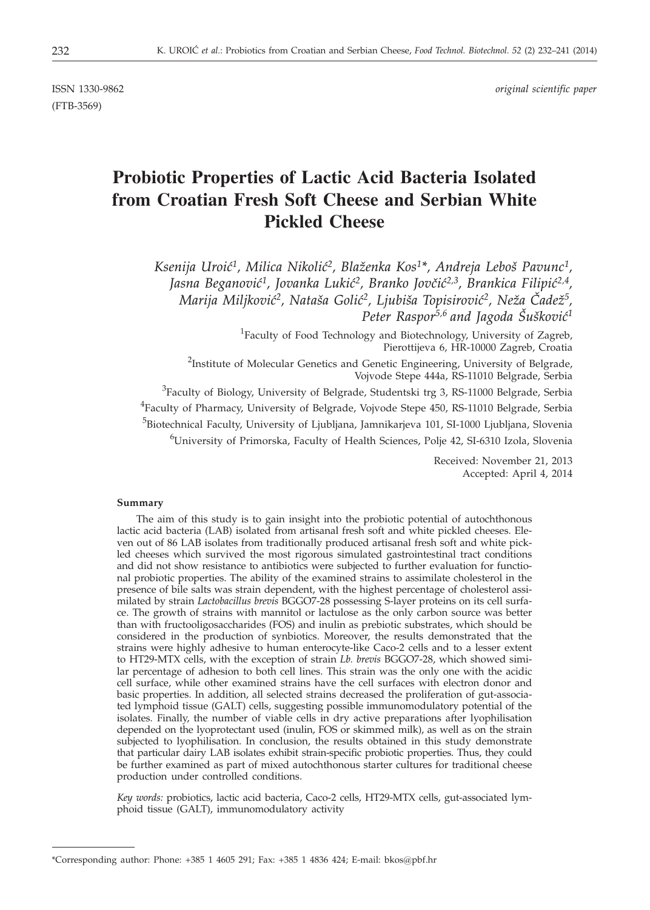ISSN 1330-9862
(FTB-3569)

*original scientific paper*

# Probiotic Properties of Lactic Acid Bacteria Isolated from Croatian Fresh Soft Cheese and Serbian White Pickled Cheese

*Ksenija Uroić[1], Milica Nikolić[2], Blaženka Kos[1]*, Andreja Leboš Pavunc[1], Jasna Beganović[1], Jovanka Lukić[2], Branko Jovčić[2,3], Brankica Filipić[2,4], Marija Miljković[2], Nataša Golić[2], Ljubiša Topisirović[2], Neža Čadež[5], Peter Raspor[5,6] and Jagoda Šušković[1]*

[1]Faculty of Food Technology and Biotechnology, University of Zagreb, Pierottijeva 6, HR-10000 Zagreb, Croatia

[2]Institute of Molecular Genetics and Genetic Engineering, University of Belgrade, Vojvode Stepe 444a, RS-11010 Belgrade, Serbia

[3]Faculty of Biology, University of Belgrade, Studentski trg 3, RS-11000 Belgrade, Serbia

[4]Faculty of Pharmacy, University of Belgrade, Vojvode Stepe 450, RS-11010 Belgrade, Serbia

[5]Biotechnical Faculty, University of Ljubljana, Jamnikarjeva 101, SI-1000 Ljubljana, Slovenia

[6]University of Primorska, Faculty of Health Sciences, Polje 42, SI-6310 Izola, Slovenia

Received: November 21, 2013
Accepted: April 4, 2014

#### Summary

The aim of this study is to gain insight into the probiotic potential of autochthonous lactic acid bacteria (LAB) isolated from artisanal fresh soft and white pickled cheeses. Eleven out of 86 LAB isolates from traditionally produced artisanal fresh soft and white pickled cheeses which survived the most rigorous simulated gastrointestinal tract conditions and did not show resistance to antibiotics were subjected to further evaluation for functional probiotic properties. The ability of the examined strains to assimilate cholesterol in the presence of bile salts was strain dependent, with the highest percentage of cholesterol assimilated by strain *Lactobacillus brevis* BGGO7-28 possessing S-layer proteins on its cell surface. The growth of strains with mannitol or lactulose as the only carbon source was better than with fructooligosaccharides (FOS) and inulin as prebiotic substrates, which should be considered in the production of synbiotics. Moreover, the results demonstrated that the strains were highly adhesive to human enterocyte-like Caco-2 cells and to a lesser extent to HT29-MTX cells, with the exception of strain *Lb. brevis* BGGO7-28, which showed similar percentage of adhesion to both cell lines. This strain was the only one with the acidic cell surface, while other examined strains have the cell surfaces with electron donor and basic properties. In addition, all selected strains decreased the proliferation of gut-associated lymphoid tissue (GALT) cells, suggesting possible immunomodulatory potential of the isolates. Finally, the number of viable cells in dry active preparations after lyophilisation depended on the lyoprotectant used (inulin, FOS or skimmed milk), as well as on the strain subjected to lyophilisation. In conclusion, the results obtained in this study demonstrate that particular dairy LAB isolates exhibit strain-specific probiotic properties. Thus, they could be further examined as part of mixed autochthonous starter cultures for traditional cheese production under controlled conditions.

*Key words:* probiotics, lactic acid bacteria, Caco-2 cells, HT29-MTX cells, gut-associated lymphoid tissue (GALT), immunomodulatory activity

---

*Corresponding author: Phone: +385 1 4605 291; Fax: +385 1 4836 424; E-mail: bkos@pbf.hr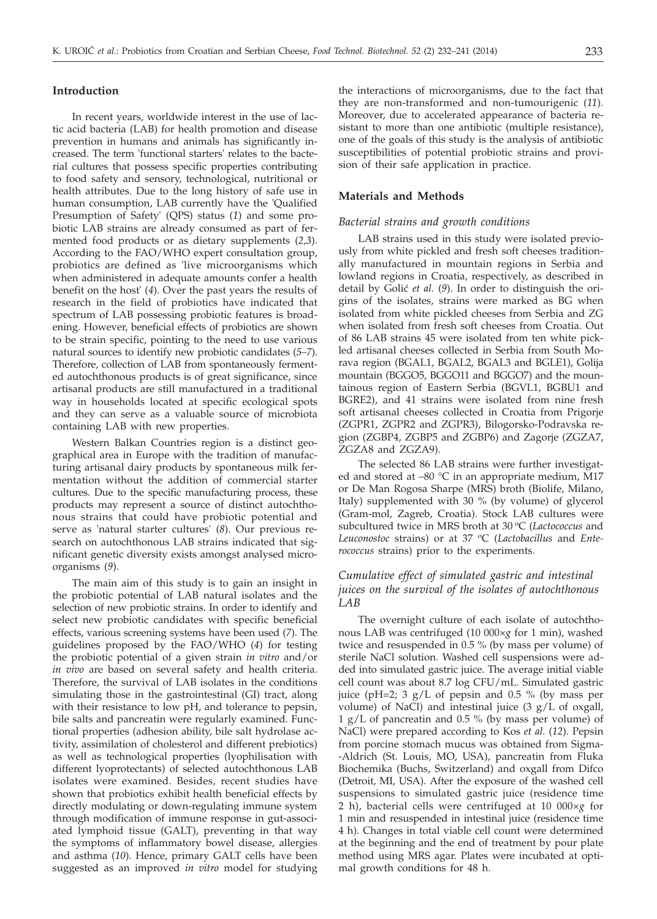## Introduction

In recent years, worldwide interest in the use of lactic acid bacteria (LAB) for health promotion and disease prevention in humans and animals has significantly increased. The term 'functional starters' relates to the bacterial cultures that possess specific properties contributing to food safety and sensory, technological, nutritional or health attributes. Due to the long history of safe use in human consumption, LAB currently have the 'Qualified Presumption of Safety' (QPS) status (*1*) and some probiotic LAB strains are already consumed as part of fermented food products or as dietary supplements (*2,3*). According to the FAO/WHO expert consultation group, probiotics are defined as 'live microorganisms which when administered in adequate amounts confer a health benefit on the host' (*4*). Over the past years the results of research in the field of probiotics have indicated that spectrum of LAB possessing probiotic features is broadening. However, beneficial effects of probiotics are shown to be strain specific, pointing to the need to use various natural sources to identify new probiotic candidates (*5–7*). Therefore, collection of LAB from spontaneously fermented autochthonous products is of great significance, since artisanal products are still manufactured in a traditional way in households located at specific ecological spots and they can serve as a valuable source of microbiota containing LAB with new properties.

Western Balkan Countries region is a distinct geographical area in Europe with the tradition of manufacturing artisanal dairy products by spontaneous milk fermentation without the addition of commercial starter cultures. Due to the specific manufacturing process, these products may represent a source of distinct autochthonous strains that could have probiotic potential and serve as 'natural starter cultures' (*8*). Our previous research on autochthonous LAB strains indicated that significant genetic diversity exists amongst analysed microorganisms (*9*).

The main aim of this study is to gain an insight in the probiotic potential of LAB natural isolates and the selection of new probiotic strains. In order to identify and select new probiotic candidates with specific beneficial effects, various screening systems have been used (*7*). The guidelines proposed by the FAO/WHO (*4*) for testing the probiotic potential of a given strain *in vitro* and/or *in vivo* are based on several safety and health criteria. Therefore, the survival of LAB isolates in the conditions simulating those in the gastrointestinal (GI) tract, along with their resistance to low pH, and tolerance to pepsin, bile salts and pancreatin were regularly examined. Functional properties (adhesion ability, bile salt hydrolase activity, assimilation of cholesterol and different prebiotics) as well as technological properties (lyophilisation with different lyoprotectants) of selected autochthonous LAB isolates were examined. Besides, recent studies have shown that probiotics exhibit health beneficial effects by directly modulating or down-regulating immune system through modification of immune response in gut-associated lymphoid tissue (GALT), preventing in that way the symptoms of inflammatory bowel disease, allergies and asthma (*10*). Hence, primary GALT cells have been suggested as an improved *in vitro* model for studying the interactions of microorganisms, due to the fact that they are non-transformed and non-tumourigenic (*11*). Moreover, due to accelerated appearance of bacteria resistant to more than one antibiotic (multiple resistance), one of the goals of this study is the analysis of antibiotic susceptibilities of potential probiotic strains and provision of their safe application in practice.

## Materials and Methods

### *Bacterial strains and growth conditions*

LAB strains used in this study were isolated previously from white pickled and fresh soft cheeses traditionally manufactured in mountain regions in Serbia and lowland regions in Croatia, respectively, as described in detail by Golić *et al.* (*9*). In order to distinguish the origins of the isolates, strains were marked as BG when isolated from white pickled cheeses from Serbia and ZG when isolated from fresh soft cheeses from Croatia. Out of 86 LAB strains 45 were isolated from ten white pickled artisanal cheeses collected in Serbia from South Morava region (BGAL1, BGAL2, BGAL3 and BGLE1), Golija mountain (BGGO5, BGGO11 and BGGO7) and the mountainous region of Eastern Serbia (BGVL1, BGBU1 and BGRE2), and 41 strains were isolated from nine fresh soft artisanal cheeses collected in Croatia from Prigorje (ZGPR1, ZGPR2 and ZGPR3), Bilogorsko-Podravska region (ZGBP4, ZGBP5 and ZGBP6) and Zagorje (ZGZA7, ZGZA8 and ZGZA9).

The selected 86 LAB strains were further investigated and stored at –80 °C in an appropriate medium, M17 or De Man Rogosa Sharpe (MRS) broth (Biolife, Milano, Italy) supplemented with 30 % (by volume) of glycerol (Gram-mol, Zagreb, Croatia). Stock LAB cultures were subcultured twice in MRS broth at 30 °C (*Lactococcus* and *Leuconostoc* strains) or at 37 °C (*Lactobacillus* and *Enterococcus* strains) prior to the experiments.

### *Cumulative effect of simulated gastric and intestinal juices on the survival of the isolates of autochthonous LAB*

The overnight culture of each isolate of autochthonous LAB was centrifuged (10 000×*g* for 1 min), washed twice and resuspended in 0.5 % (by mass per volume) of sterile NaCl solution. Washed cell suspensions were added into simulated gastric juice. The average initial viable cell count was about 8.7 log CFU/mL. Simulated gastric juice (pH=2; 3 g/L of pepsin and 0.5 % (by mass per volume) of NaCl) and intestinal juice (3 g/L of oxgall, 1 g/L of pancreatin and 0.5 % (by mass per volume) of NaCl) were prepared according to Kos *et al.* (*12*). Pepsin from porcine stomach mucus was obtained from Sigma-Aldrich (St. Louis, MO, USA), pancreatin from Fluka Biochemika (Buchs, Switzerland) and oxgall from Difco (Detroit, MI, USA). After the exposure of the washed cell suspensions to simulated gastric juice (residence time 2 h), bacterial cells were centrifuged at 10 000×*g* for 1 min and resuspended in intestinal juice (residence time 4 h). Changes in total viable cell count were determined at the beginning and the end of treatment by pour plate method using MRS agar. Plates were incubated at optimal growth conditions for 48 h.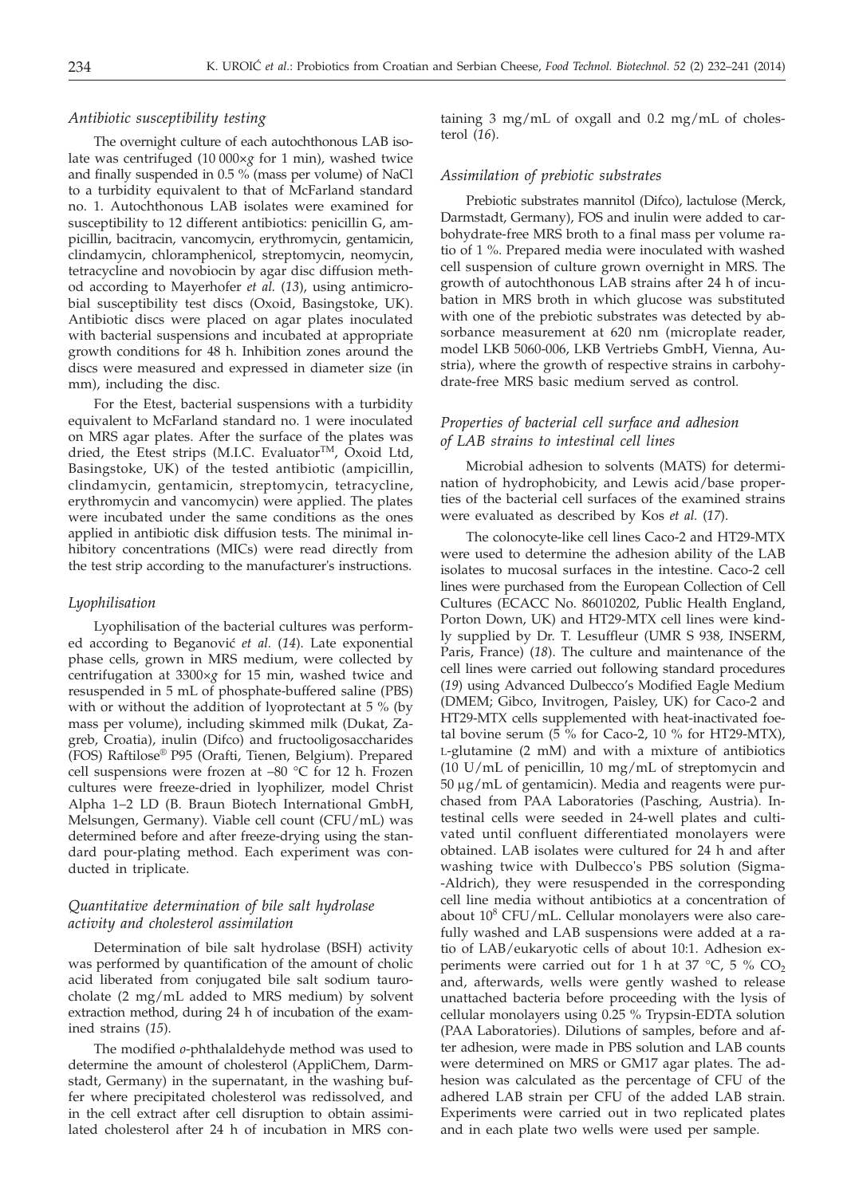### *Antibiotic susceptibility testing*

The overnight culture of each autochthonous LAB isolate was centrifuged (10 000×*g* for 1 min), washed twice and finally suspended in 0.5 % (mass per volume) of NaCl to a turbidity equivalent to that of McFarland standard no. 1. Autochthonous LAB isolates were examined for susceptibility to 12 different antibiotics: penicillin G, ampicillin, bacitracin, vancomycin, erythromycin, gentamicin, clindamycin, chloramphenicol, streptomycin, neomycin, tetracycline and novobiocin by agar disc diffusion method according to Mayerhofer *et al.* (*13*), using antimicrobial susceptibility test discs (Oxoid, Basingstoke, UK). Antibiotic discs were placed on agar plates inoculated with bacterial suspensions and incubated at appropriate growth conditions for 48 h. Inhibition zones around the discs were measured and expressed in diameter size (in mm), including the disc.

For the Etest, bacterial suspensions with a turbidity equivalent to McFarland standard no. 1 were inoculated on MRS agar plates. After the surface of the plates was dried, the Etest strips (M.I.C. Evaluator™, Oxoid Ltd, Basingstoke, UK) of the tested antibiotic (ampicillin, clindamycin, gentamicin, streptomycin, tetracycline, erythromycin and vancomycin) were applied. The plates were incubated under the same conditions as the ones applied in antibiotic disk diffusion tests. The minimal inhibitory concentrations (MICs) were read directly from the test strip according to the manufacturer's instructions.

### *Lyophilisation*

Lyophilisation of the bacterial cultures was performed according to Beganović *et al.* (*14*). Late exponential phase cells, grown in MRS medium, were collected by centrifugation at 3300×*g* for 15 min, washed twice and resuspended in 5 mL of phosphate-buffered saline (PBS) with or without the addition of lyoprotectant at 5 % (by mass per volume), including skimmed milk (Dukat, Zagreb, Croatia), inulin (Difco) and fructooligosaccharides (FOS) Raftilose® P95 (Orafti, Tienen, Belgium). Prepared cell suspensions were frozen at –80 °C for 12 h. Frozen cultures were freeze-dried in lyophilizer, model Christ Alpha 1–2 LD (B. Braun Biotech International GmbH, Melsungen, Germany). Viable cell count (CFU/mL) was determined before and after freeze-drying using the standard pour-plating method. Each experiment was conducted in triplicate.

### *Quantitative determination of bile salt hydrolase activity and cholesterol assimilation*

Determination of bile salt hydrolase (BSH) activity was performed by quantification of the amount of cholic acid liberated from conjugated bile salt sodium taurocholate (2 mg/mL added to MRS medium) by solvent extraction method, during 24 h of incubation of the examined strains (*15*).

The modified *o*-phthalaldehyde method was used to determine the amount of cholesterol (AppliChem, Darmstadt, Germany) in the supernatant, in the washing buffer where precipitated cholesterol was redissolved, and in the cell extract after cell disruption to obtain assimilated cholesterol after 24 h of incubation in MRS containing 3 mg/mL of oxgall and 0.2 mg/mL of cholesterol (*16*).

### *Assimilation of prebiotic substrates*

Prebiotic substrates mannitol (Difco), lactulose (Merck, Darmstadt, Germany), FOS and inulin were added to carbohydrate-free MRS broth to a final mass per volume ratio of 1 %. Prepared media were inoculated with washed cell suspension of culture grown overnight in MRS. The growth of autochthonous LAB strains after 24 h of incubation in MRS broth in which glucose was substituted with one of the prebiotic substrates was detected by absorbance measurement at 620 nm (microplate reader, model LKB 5060-006, LKB Vertriebs GmbH, Vienna, Austria), where the growth of respective strains in carbohydrate-free MRS basic medium served as control.

### *Properties of bacterial cell surface and adhesion of LAB strains to intestinal cell lines*

Microbial adhesion to solvents (MATS) for determination of hydrophobicity, and Lewis acid/base properties of the bacterial cell surfaces of the examined strains were evaluated as described by Kos *et al.* (*17*).

The colonocyte-like cell lines Caco-2 and HT29-MTX were used to determine the adhesion ability of the LAB isolates to mucosal surfaces in the intestine. Caco-2 cell lines were purchased from the European Collection of Cell Cultures (ECACC No. 86010202, Public Health England, Porton Down, UK) and HT29-MTX cell lines were kindly supplied by Dr. T. Lesuffleur (UMR S 938, INSERM, Paris, France) (*18*). The culture and maintenance of the cell lines were carried out following standard procedures (*19*) using Advanced Dulbecco's Modified Eagle Medium (DMEM; Gibco, Invitrogen, Paisley, UK) for Caco-2 and HT29-MTX cells supplemented with heat-inactivated foetal bovine serum (5 % for Caco-2, 10 % for HT29-MTX), L-glutamine (2 mM) and with a mixture of antibiotics (10 U/mL of penicillin, 10 mg/mL of streptomycin and 50 µg/mL of gentamicin). Media and reagents were purchased from PAA Laboratories (Pasching, Austria). Intestinal cells were seeded in 24-well plates and cultivated until confluent differentiated monolayers were obtained. LAB isolates were cultured for 24 h and after washing twice with Dulbecco's PBS solution (Sigma--Aldrich), they were resuspended in the corresponding cell line media without antibiotics at a concentration of about $10^8$ CFU/mL. Cellular monolayers were also carefully washed and LAB suspensions were added at a ratio of LAB/eukaryotic cells of about 10:1. Adhesion experiments were carried out for 1 h at 37 °C, 5 % $CO_2$ and, afterwards, wells were gently washed to release unattached bacteria before proceeding with the lysis of cellular monolayers using 0.25 % Trypsin-EDTA solution (PAA Laboratories). Dilutions of samples, before and after adhesion, were made in PBS solution and LAB counts were determined on MRS or GM17 agar plates. The adhesion was calculated as the percentage of CFU of the adhered LAB strain per CFU of the added LAB strain. Experiments were carried out in two replicated plates and in each plate two wells were used per sample.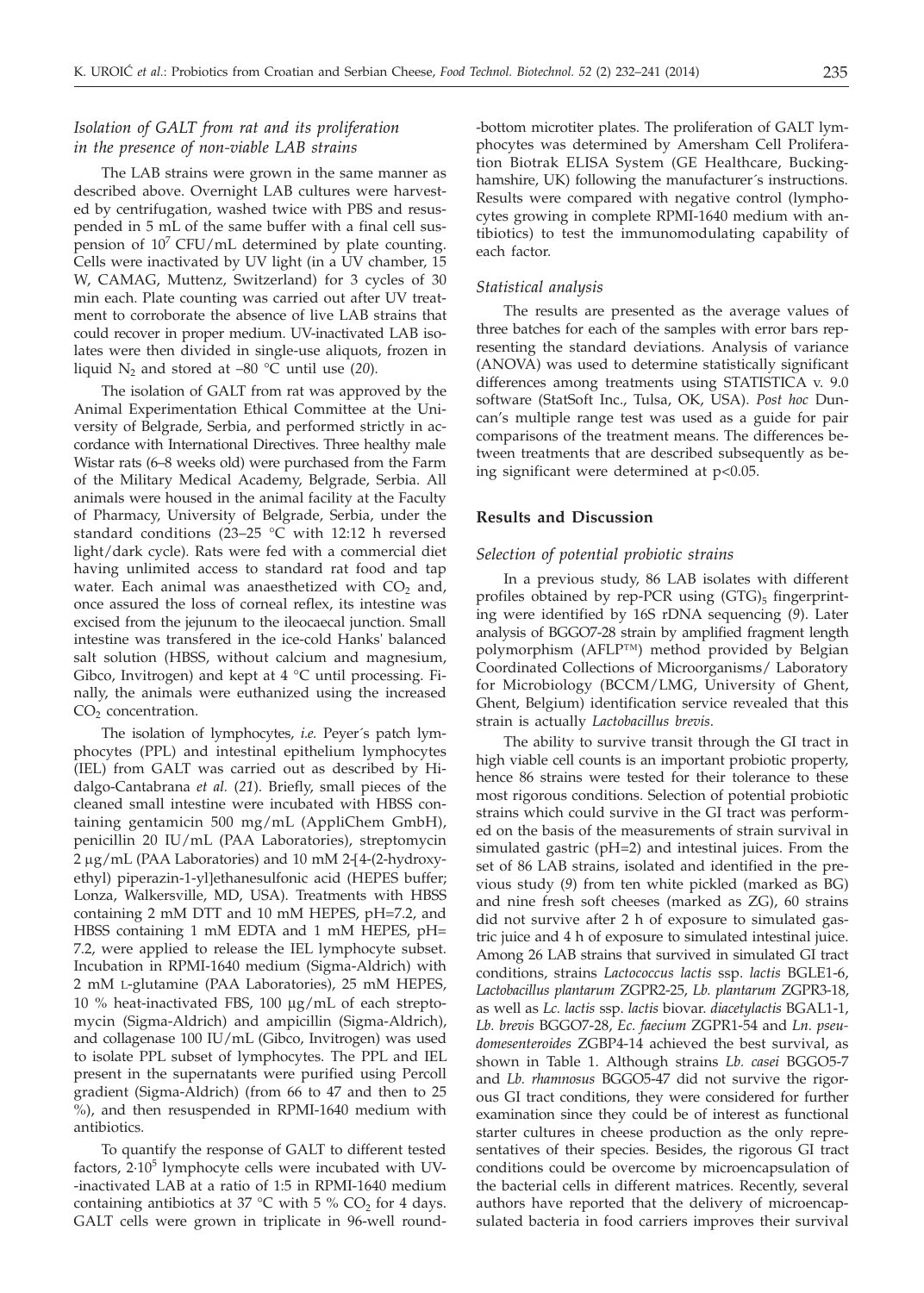### *Isolation of GALT from rat and its proliferation in the presence of non-viable LAB strains*

The LAB strains were grown in the same manner as described above. Overnight LAB cultures were harvested by centrifugation, washed twice with PBS and resuspended in 5 mL of the same buffer with a final cell suspension of $10^7$ CFU/mL determined by plate counting. Cells were inactivated by UV light (in a UV chamber, 15 W, CAMAG, Muttenz, Switzerland) for 3 cycles of 30 min each. Plate counting was carried out after UV treatment to corroborate the absence of live LAB strains that could recover in proper medium. UV-inactivated LAB isolates were then divided in single-use aliquots, frozen in liquid $N_2$ and stored at –80 °C until use (*20*).

The isolation of GALT from rat was approved by the Animal Experimentation Ethical Committee at the University of Belgrade, Serbia, and performed strictly in accordance with International Directives. Three healthy male Wistar rats (6–8 weeks old) were purchased from the Farm of the Military Medical Academy, Belgrade, Serbia. All animals were housed in the animal facility at the Faculty of Pharmacy, University of Belgrade, Serbia, under the standard conditions (23–25 °C with 12:12 h reversed light/dark cycle). Rats were fed with a commercial diet having unlimited access to standard rat food and tap water. Each animal was anaesthetized with $CO_2$ and, once assured the loss of corneal reflex, its intestine was excised from the jejunum to the ileocaecal junction. Small intestine was transfered in the ice-cold Hanks' balanced salt solution (HBSS, without calcium and magnesium, Gibco, Invitrogen) and kept at 4 °C until processing. Finally, the animals were euthanized using the increased $CO_2$ concentration.

The isolation of lymphocytes, *i.e.* Peyer´s patch lymphocytes (PPL) and intestinal epithelium lymphocytes (IEL) from GALT was carried out as described by Hidalgo-Cantabrana *et al.* (*21*). Briefly, small pieces of the cleaned small intestine were incubated with HBSS containing gentamicin 500 mg/mL (AppliChem GmbH), penicillin 20 IU/mL (PAA Laboratories), streptomycin 2 μg/mL (PAA Laboratories) and 10 mM 2-[4-(2-hydroxyethyl) piperazin-1-yl]ethanesulfonic acid (HEPES buffer; Lonza, Walkersville, MD, USA). Treatments with HBSS containing 2 mM DTT and 10 mM HEPES, pH=7.2, and HBSS containing 1 mM EDTA and 1 mM HEPES, pH=7.2, were applied to release the IEL lymphocyte subset. Incubation in RPMI-1640 medium (Sigma-Aldrich) with 2 mM L-glutamine (PAA Laboratories), 25 mM HEPES, 10 % heat-inactivated FBS, 100 μg/mL of each streptomycin (Sigma-Aldrich) and ampicillin (Sigma-Aldrich), and collagenase 100 IU/mL (Gibco, Invitrogen) was used to isolate PPL subset of lymphocytes. The PPL and IEL present in the supernatants were purified using Percoll gradient (Sigma-Aldrich) (from 66 to 47 and then to 25 %), and then resuspended in RPMI-1640 medium with antibiotics.

To quantify the response of GALT to different tested factors, $2\cdot10^5$ lymphocyte cells were incubated with UV-inactivated LAB at a ratio of 1:5 in RPMI-1640 medium containing antibiotics at 37 °C with 5 % $CO_2$ for 4 days. GALT cells were grown in triplicate in 96-well round-bottom microtiter plates. The proliferation of GALT lymphocytes was determined by Amersham Cell Proliferation Biotrak ELISA System (GE Healthcare, Buckinghamshire, UK) following the manufacturer´s instructions. Results were compared with negative control (lymphocytes growing in complete RPMI-1640 medium with antibiotics) to test the immunomodulating capability of each factor.

### *Statistical analysis*

The results are presented as the average values of three batches for each of the samples with error bars representing the standard deviations. Analysis of variance (ANOVA) was used to determine statistically significant differences among treatments using STATISTICA v. 9.0 software (StatSoft Inc., Tulsa, OK, USA). *Post hoc* Duncan's multiple range test was used as a guide for pair comparisons of the treatment means. The differences between treatments that are described subsequently as being significant were determined at $p<0.05$.

## Results and Discussion

### *Selection of potential probiotic strains*

In a previous study, 86 LAB isolates with different profiles obtained by rep-PCR using $(GTG)_5$ fingerprinting were identified by 16S rDNA sequencing (*9*). Later analysis of BGGO7-28 strain by amplified fragment length polymorphism (AFLP™) method provided by Belgian Coordinated Collections of Microorganisms/ Laboratory for Microbiology (BCCM/LMG, University of Ghent, Ghent, Belgium) identification service revealed that this strain is actually *Lactobacillus brevis*.

The ability to survive transit through the GI tract in high viable cell counts is an important probiotic property, hence 86 strains were tested for their tolerance to these most rigorous conditions. Selection of potential probiotic strains which could survive in the GI tract was performed on the basis of the measurements of strain survival in simulated gastric (pH=2) and intestinal juices. From the set of 86 LAB strains, isolated and identified in the previous study (*9*) from ten white pickled (marked as BG) and nine fresh soft cheeses (marked as ZG), 60 strains did not survive after 2 h of exposure to simulated gastric juice and 4 h of exposure to simulated intestinal juice. Among 26 LAB strains that survived in simulated GI tract conditions, strains *Lactococcus lactis* ssp. *lactis* BGLE1-6, *Lactobacillus plantarum* ZGPR2-25, *Lb. plantarum* ZGPR3-18, as well as *Lc. lactis* ssp. *lactis* biovar. *diacetylactis* BGAL1-1, *Lb. brevis* BGGO7-28, *Ec. faecium* ZGPR1-54 and *Ln. pseudomesenteroides* ZGBP4-14 achieved the best survival, as shown in Table 1. Although strains *Lb. casei* BGGO5-7 and *Lb. rhamnosus* BGGO5-47 did not survive the rigorous GI tract conditions, they were considered for further examination since they could be of interest as functional starter cultures in cheese production as the only representatives of their species. Besides, the rigorous GI tract conditions could be overcome by microencapsulation of the bacterial cells in different matrices. Recently, several authors have reported that the delivery of microencapsulated bacteria in food carriers improves their survival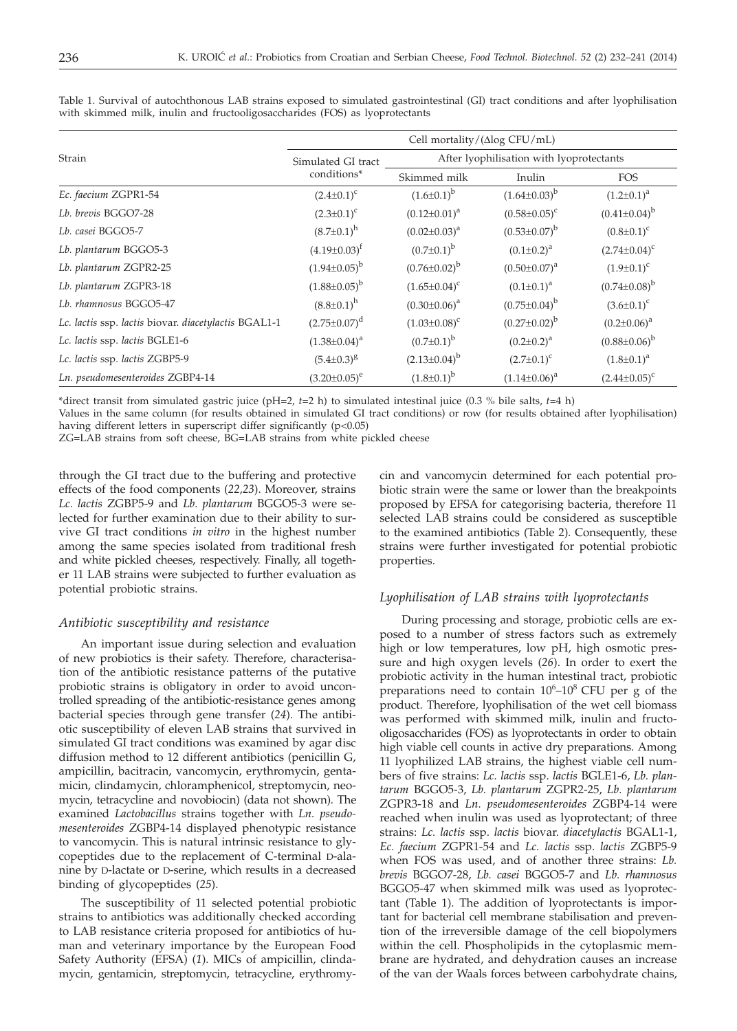Table 1. Survival of autochthonous LAB strains exposed to simulated gastrointestinal (GI) tract conditions and after lyophilisation with skimmed milk, inulin and fructooligosaccharides (FOS) as lyoprotectants

| Strain | Cell mortality/(Δlog CFU/mL) | | | |
|---|---|---|---|---|
| | Simulated GI tract conditions* | After lyophilisation with lyoprotectants | | |
| | | Skimmed milk | Inulin | FOS |
| *Ec. faecium* ZGPR1-54 | $(2.4\pm0.1)^{c}$ | $(1.6\pm0.1)^{b}$ | $(1.64\pm0.03)^{b}$ | $(1.2\pm0.1)^{a}$ |
| *Lb. brevis* BGGO7-28 | $(2.3\pm0.1)^{c}$ | $(0.12\pm0.01)^{a}$ | $(0.58\pm0.05)^{c}$ | $(0.41\pm0.04)^{b}$ |
| *Lb. casei* BGGO5-7 | $(8.7\pm0.1)^{h}$ | $(0.02\pm0.03)^{a}$ | $(0.53\pm0.07)^{b}$ | $(0.8\pm0.1)^{c}$ |
| *Lb. plantarum* BGGO5-3 | $(4.19\pm0.03)^{f}$ | $(0.7\pm0.1)^{b}$ | $(0.1\pm0.2)^{a}$ | $(2.74\pm0.04)^{c}$ |
| *Lb. plantarum* ZGPR2-25 | $(1.94\pm0.05)^{b}$ | $(0.76\pm0.02)^{b}$ | $(0.50\pm0.07)^{a}$ | $(1.9\pm0.1)^{c}$ |
| *Lb. plantarum* ZGPR3-18 | $(1.88\pm0.05)^{b}$ | $(1.65\pm0.04)^{c}$ | $(0.1\pm0.1)^{a}$ | $(0.74\pm0.08)^{b}$ |
| *Lb. rhamnosus* BGGO5-47 | $(8.8\pm0.1)^{h}$ | $(0.30\pm0.06)^{a}$ | $(0.75\pm0.04)^{b}$ | $(3.6\pm0.1)^{c}$ |
| *Lc. lactis* ssp. *lactis* biovar. *diacetylactis* BGAL1-1 | $(2.75\pm0.07)^{d}$ | $(1.03\pm0.08)^{c}$ | $(0.27\pm0.02)^{b}$ | $(0.2\pm0.06)^{a}$ |
| *Lc. lactis* ssp. *lactis* BGLE1-6 | $(1.38\pm0.04)^{a}$ | $(0.7\pm0.1)^{b}$ | $(0.2\pm0.2)^{a}$ | $(0.88\pm0.06)^{b}$ |
| *Lc. lactis* ssp. *lactis* ZGBP5-9 | $(5.4\pm0.3)^{g}$ | $(2.13\pm0.04)^{b}$ | $(2.7\pm0.1)^{c}$ | $(1.8\pm0.1)^{a}$ |
| *Ln. pseudomesenteroides* ZGBP4-14 | $(3.20\pm0.05)^{e}$ | $(1.8\pm0.1)^{b}$ | $(1.14\pm0.06)^{a}$ | $(2.44\pm0.05)^{c}$ |

*direct transit from simulated gastric juice (pH=2, *t*=2 h) to simulated intestinal juice (0.3 % bile salts, *t*=4 h)

Values in the same column (for results obtained in simulated GI tract conditions) or row (for results obtained after lyophilisation) having different letters in superscript differ significantly ($p<0.05$)

ZG=LAB strains from soft cheese, BG=LAB strains from white pickled cheese

through the GI tract due to the buffering and protective effects of the food components (*22,23*). Moreover, strains *Lc. lactis* ZGBP5-9 and *Lb. plantarum* BGGO5-3 were selected for further examination due to their ability to survive GI tract conditions *in vitro* in the highest number among the same species isolated from traditional fresh and white pickled cheeses, respectively. Finally, all together 11 LAB strains were subjected to further evaluation as potential probiotic strains.

### *Antibiotic susceptibility and resistance*

An important issue during selection and evaluation of new probiotics is their safety. Therefore, characterisation of the antibiotic resistance patterns of the putative probiotic strains is obligatory in order to avoid uncontrolled spreading of the antibiotic-resistance genes among bacterial species through gene transfer (*24*). The antibiotic susceptibility of eleven LAB strains that survived in simulated GI tract conditions was examined by agar disc diffusion method to 12 different antibiotics (penicillin G, ampicillin, bacitracin, vancomycin, erythromycin, gentamicin, clindamycin, chloramphenicol, streptomycin, neomycin, tetracycline and novobiocin) (data not shown). The examined *Lactobacillus* strains together with *Ln. pseudomesenteroides* ZGBP4-14 displayed phenotypic resistance to vancomycin. This is natural intrinsic resistance to glycopeptides due to the replacement of C-terminal D-alanine by D-lactate or D-serine, which results in a decreased binding of glycopeptides (*25*).

The susceptibility of 11 selected potential probiotic strains to antibiotics was additionally checked according to LAB resistance criteria proposed for antibiotics of human and veterinary importance by the European Food Safety Authority (EFSA) (*1*). MICs of ampicillin, clindamycin, gentamicin, streptomycin, tetracycline, erythromycin and vancomycin determined for each potential probiotic strain were the same or lower than the breakpoints proposed by EFSA for categorising bacteria, therefore 11 selected LAB strains could be considered as susceptible to the examined antibiotics (Table 2). Consequently, these strains were further investigated for potential probiotic properties.

### *Lyophilisation of LAB strains with lyoprotectants*

During processing and storage, probiotic cells are exposed to a number of stress factors such as extremely high or low temperatures, low pH, high osmotic pressure and high oxygen levels (*26*). In order to exert the probiotic activity in the human intestinal tract, probiotic preparations need to contain $10^{6}$–$10^{8}$ CFU per g of the product. Therefore, lyophilisation of the wet cell biomass was performed with skimmed milk, inulin and fructooligosaccharides (FOS) as lyoprotectants in order to obtain high viable cell counts in active dry preparations. Among 11 lyophilized LAB strains, the highest viable cell numbers of five strains: *Lc. lactis* ssp. *lactis* BGLE1-6, *Lb. plantarum* BGGO5-3, *Lb. plantarum* ZGPR2-25, *Lb. plantarum* ZGPR3-18 and *Ln. pseudomesenteroides* ZGBP4-14 were reached when inulin was used as lyoprotectant; of three strains: *Lc. lactis* ssp. *lactis* biovar. *diacetylactis* BGAL1-1, *Ec. faecium* ZGPR1-54 and *Lc. lactis* ssp. *lactis* ZGBP5-9 when FOS was used, and of another three strains: *Lb. brevis* BGGO7-28, *Lb. casei* BGGO5-7 and *Lb. rhamnosus* BGGO5-47 when skimmed milk was used as lyoprotectant (Table 1). The addition of lyoprotectants is important for bacterial cell membrane stabilisation and prevention of the irreversible damage of the cell biopolymers within the cell. Phospholipids in the cytoplasmic membrane are hydrated, and dehydration causes an increase of the van der Waals forces between carbohydrate chains,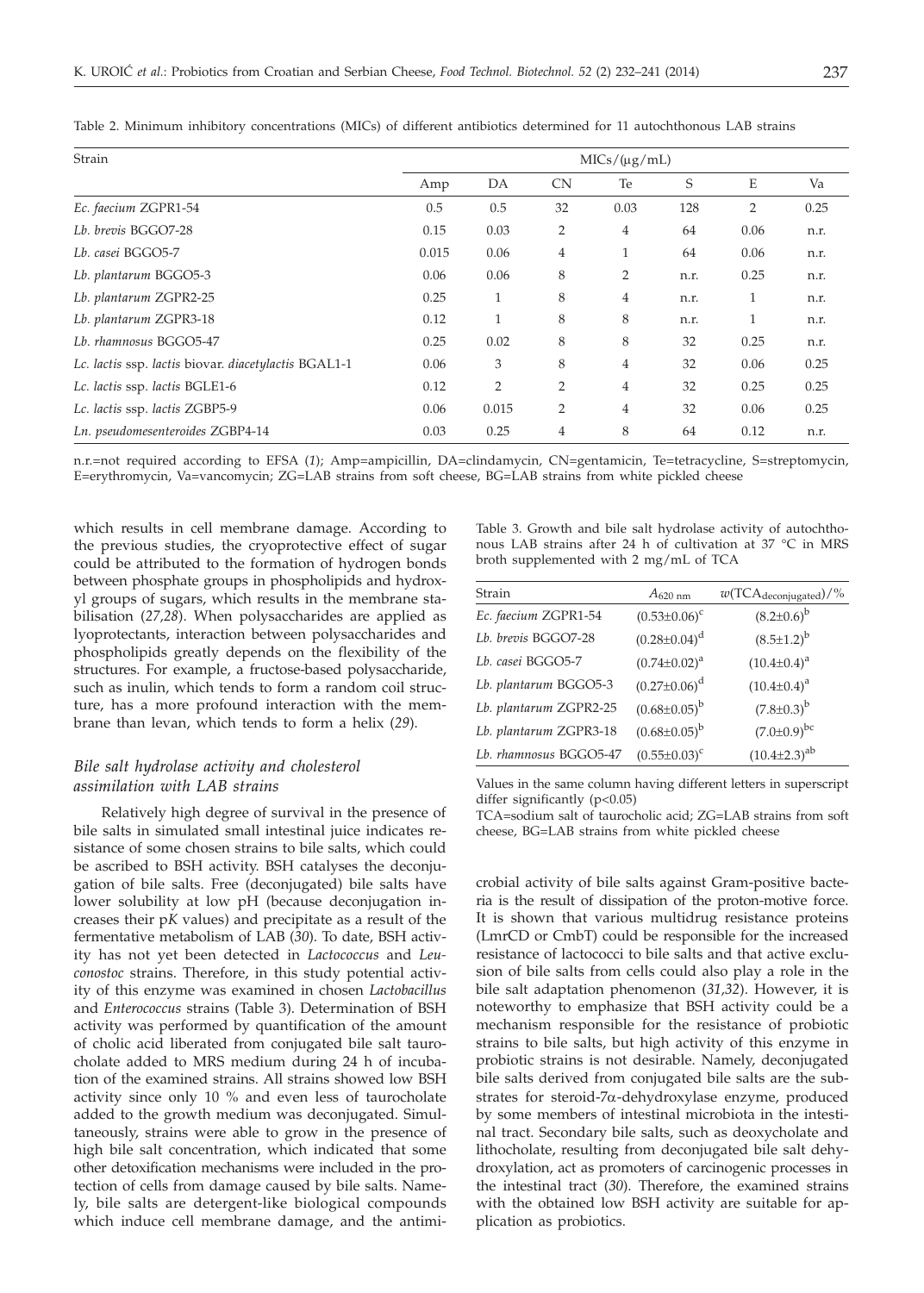Table 2. Minimum inhibitory concentrations (MICs) of different antibiotics determined for 11 autochthonous LAB strains

| Strain | MICs/(μg/mL) | | | | | | |
|---|---|---|---|---|---|---|---|
| | Amp | DA | CN | Te | S | E | Va |
| *Ec. faecium* ZGPR1-54 | 0.5 | 0.5 | 32 | 0.03 | 128 | 2 | 0.25 |
| *Lb. brevis* BGGO7-28 | 0.15 | 0.03 | 2 | 4 | 64 | 0.06 | n.r. |
| *Lb. casei* BGGO5-7 | 0.015 | 0.06 | 4 | 1 | 64 | 0.06 | n.r. |
| *Lb. plantarum* BGGO5-3 | 0.06 | 0.06 | 8 | 2 | n.r. | 0.25 | n.r. |
| *Lb. plantarum* ZGPR2-25 | 0.25 | 1 | 8 | 4 | n.r. | 1 | n.r. |
| *Lb. plantarum* ZGPR3-18 | 0.12 | 1 | 8 | 8 | n.r. | 1 | n.r. |
| *Lb. rhamnosus* BGGO5-47 | 0.25 | 0.02 | 8 | 8 | 32 | 0.25 | n.r. |
| *Lc. lactis* ssp. *lactis* biovar. *diacetylactis* BGAL1-1 | 0.06 | 3 | 8 | 4 | 32 | 0.06 | 0.25 |
| *Lc. lactis* ssp. *lactis* BGLE1-6 | 0.12 | 2 | 2 | 4 | 32 | 0.25 | 0.25 |
| *Lc. lactis* ssp. *lactis* ZGBP5-9 | 0.06 | 0.015 | 2 | 4 | 32 | 0.06 | 0.25 |
| *Ln. pseudomesenteroides* ZGBP4-14 | 0.03 | 0.25 | 4 | 8 | 64 | 0.12 | n.r. |

n.r.=not required according to EFSA (*1*); Amp=ampicillin, DA=clindamycin, CN=gentamicin, Te=tetracycline, S=streptomycin, E=erythromycin, Va=vancomycin; ZG=LAB strains from soft cheese, BG=LAB strains from white pickled cheese

which results in cell membrane damage. According to the previous studies, the cryoprotective effect of sugar could be attributed to the formation of hydrogen bonds between phosphate groups in phospholipids and hydroxyl groups of sugars, which results in the membrane stabilisation (*27,28*). When polysaccharides are applied as lyoprotectants, interaction between polysaccharides and phospholipids greatly depends on the flexibility of the structures. For example, a fructose-based polysaccharide, such as inulin, which tends to form a random coil structure, has a more profound interaction with the membrane than levan, which tends to form a helix (*29*).

### *Bile salt hydrolase activity and cholesterol assimilation with LAB strains*

Relatively high degree of survival in the presence of bile salts in simulated small intestinal juice indicates resistance of some chosen strains to bile salts, which could be ascribed to BSH activity. BSH catalyses the deconjugation of bile salts. Free (deconjugated) bile salts have lower solubility at low pH (because deconjugation increases their p*K* values) and precipitate as a result of the fermentative metabolism of LAB (*30*). To date, BSH activity has not yet been detected in *Lactococcus* and *Leuconostoc* strains. Therefore, in this study potential activity of this enzyme was examined in chosen *Lactobacillus* and *Enterococcus* strains (Table 3). Determination of BSH activity was performed by quantification of the amount of cholic acid liberated from conjugated bile salt taurocholate added to MRS medium during 24 h of incubation of the examined strains. All strains showed low BSH activity since only 10 % and even less of taurocholate added to the growth medium was deconjugated. Simultaneously, strains were able to grow in the presence of high bile salt concentration, which indicated that some other detoxification mechanisms were included in the protection of cells from damage caused by bile salts. Namely, bile salts are detergent-like biological compounds which induce cell membrane damage, and the antimicrobial activity of bile salts against Gram-positive bacteria is the result of dissipation of the proton-motive force. It is shown that various multidrug resistance proteins (LmrCD or CmbT) could be responsible for the increased resistance of lactococci to bile salts and that active exclusion of bile salts from cells could also play a role in the bile salt adaptation phenomenon (*31,32*). However, it is noteworthy to emphasize that BSH activity could be a mechanism responsible for the resistance of probiotic strains to bile salts, but high activity of this enzyme in probiotic strains is not desirable. Namely, deconjugated bile salts derived from conjugated bile salts are the substrates for steroid-7α-dehydroxylase enzyme, produced by some members of intestinal microbiota in the intestinal tract. Secondary bile salts, such as deoxycholate and lithocholate, resulting from deconjugated bile salt dehydroxylation, act as promoters of carcinogenic processes in the intestinal tract (*30*). Therefore, the examined strains with the obtained low BSH activity are suitable for application as probiotics.

Table 3. Growth and bile salt hydrolase activity of autochthonous LAB strains after 24 h of cultivation at 37 °C in MRS broth supplemented with 2 mg/mL of TCA

| Strain | $A_{620\ \text{nm}}$ | $w(\text{TCA}_{\text{deconjugated}})$/% |
|---|---|---|
| *Ec. faecium* ZGPR1-54 | $(0.53\pm0.06)^{c}$ | $(8.2\pm0.6)^{b}$ |
| *Lb. brevis* BGGO7-28 | $(0.28\pm0.04)^{d}$ | $(8.5\pm1.2)^{b}$ |
| *Lb. casei* BGGO5-7 | $(0.74\pm0.02)^{a}$ | $(10.4\pm0.4)^{a}$ |
| *Lb. plantarum* BGGO5-3 | $(0.27\pm0.06)^{d}$ | $(10.4\pm0.4)^{a}$ |
| *Lb. plantarum* ZGPR2-25 | $(0.68\pm0.05)^{b}$ | $(7.8\pm0.3)^{b}$ |
| *Lb. plantarum* ZGPR3-18 | $(0.68\pm0.05)^{b}$ | $(7.0\pm0.9)^{bc}$ |
| *Lb. rhamnosus* BGGO5-47 | $(0.55\pm0.03)^{c}$ | $(10.4\pm2.3)^{ab}$ |

Values in the same column having different letters in superscript differ significantly ($p<0.05$)

TCA=sodium salt of taurocholic acid; ZG=LAB strains from soft cheese, BG=LAB strains from white pickled cheese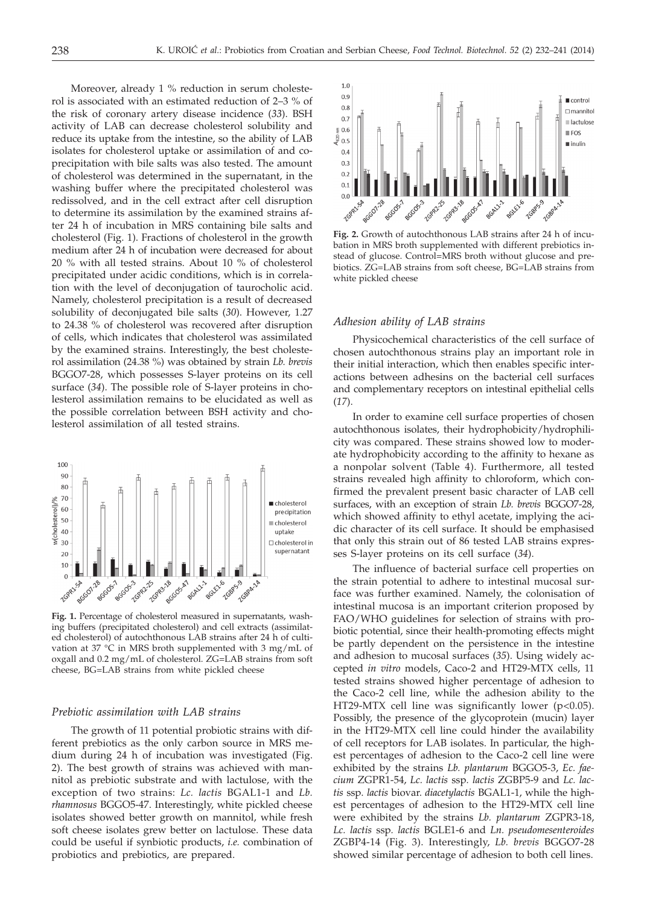Moreover, already 1 % reduction in serum cholesterol is associated with an estimated reduction of 2–3 % of the risk of coronary artery disease incidence (*33*). BSH activity of LAB can decrease cholesterol solubility and reduce its uptake from the intestine, so the ability of LAB isolates for cholesterol uptake or assimilation of and co-precipitation with bile salts was also tested. The amount of cholesterol was determined in the supernatant, in the washing buffer where the precipitated cholesterol was redissolved, and in the cell extract after cell disruption to determine its assimilation by the examined strains after 24 h of incubation in MRS containing bile salts and cholesterol (Fig. 1). Fractions of cholesterol in the growth medium after 24 h of incubation were decreased for about 20 % with all tested strains. About 10 % of cholesterol precipitated under acidic conditions, which is in correlation with the level of deconjugation of taurocholic acid. Namely, cholesterol precipitation is a result of decreased solubility of deconjugated bile salts (*30*). However, 1.27 to 24.38 % of cholesterol was recovered after disruption of cells, which indicates that cholesterol was assimilated by the examined strains. Interestingly, the best cholesterol assimilation (24.38 %) was obtained by strain *Lb. brevis* BGGO7-28, which possesses S-layer proteins on its cell surface (*34*). The possible role of S-layer proteins in cholesterol assimilation remains to be elucidated as well as the possible correlation between BSH activity and cholesterol assimilation of all tested strains.

**Fig. 1.** Percentage of cholesterol measured in supernatants, washing buffers (precipitated cholesterol) and cell extracts (assimilated cholesterol) of autochthonous LAB strains after 24 h of cultivation at 37 °C in MRS broth supplemented with 3 mg/mL of oxgall and 0.2 mg/mL of cholesterol. ZG=LAB strains from soft cheese, BG=LAB strains from white pickled cheese

### *Prebiotic assimilation with LAB strains*

The growth of 11 potential probiotic strains with different prebiotics as the only carbon source in MRS medium during 24 h of incubation was investigated (Fig. 2). The best growth of strains was achieved with mannitol as prebiotic substrate and with lactulose, with the exception of two strains: *Lc. lactis* BGAL1-1 and *Lb. rhamnosus* BGGO5-47. Interestingly, white pickled cheese isolates showed better growth on mannitol, while fresh soft cheese isolates grew better on lactulose. These data could be useful if synbiotic products, *i.e.* combination of probiotics and prebiotics, are prepared.

**Fig. 2.** Growth of autochthonous LAB strains after 24 h of incubation in MRS broth supplemented with different prebiotics instead of glucose. Control=MRS broth without glucose and prebiotics. ZG=LAB strains from soft cheese, BG=LAB strains from white pickled cheese

### *Adhesion ability of LAB strains*

Physicochemical characteristics of the cell surface of chosen autochthonous strains play an important role in their initial interaction, which then enables specific interactions between adhesins on the bacterial cell surfaces and complementary receptors on intestinal epithelial cells (*17*).

In order to examine cell surface properties of chosen autochthonous isolates, their hydrophobicity/hydrophilicity was compared. These strains showed low to moderate hydrophobicity according to the affinity to hexane as a nonpolar solvent (Table 4). Furthermore, all tested strains revealed high affinity to chloroform, which confirmed the prevalent present basic character of LAB cell surfaces, with an exception of strain *Lb. brevis* BGGO7-28, which showed affinity to ethyl acetate, implying the acidic character of its cell surface. It should be emphasised that only this strain out of 86 tested LAB strains expresses S-layer proteins on its cell surface (*34*).

The influence of bacterial surface cell properties on the strain potential to adhere to intestinal mucosal surface was further examined. Namely, the colonisation of intestinal mucosa is an important criterion proposed by FAO/WHO guidelines for selection of strains with probiotic potential, since their health-promoting effects might be partly dependent on the persistence in the intestine and adhesion to mucosal surfaces (*35*). Using widely accepted *in vitro* models, Caco-2 and HT29-MTX cells, 11 tested strains showed higher percentage of adhesion to the Caco-2 cell line, while the adhesion ability to the HT29-MTX cell line was significantly lower ($p<0.05$). Possibly, the presence of the glycoprotein (mucin) layer in the HT29-MTX cell line could hinder the availability of cell receptors for LAB isolates. In particular, the highest percentages of adhesion to the Caco-2 cell line were exhibited by the strains *Lb. plantarum* BGGO5-3, *Ec. faecium* ZGPR1-54, *Lc. lactis* ssp*. lactis* ZGBP5-9 and *Lc. lactis* ssp. *lactis* biovar. *diacetylactis* BGAL1-1, while the highest percentages of adhesion to the HT29-MTX cell line were exhibited by the strains *Lb. plantarum* ZGPR3-18, *Lc. lactis* ssp*. lactis* BGLE1-6 and *Ln. pseudomesenteroides* ZGBP4-14 (Fig. 3). Interestingly, *Lb. brevis* BGGO7-28 showed similar percentage of adhesion to both cell lines.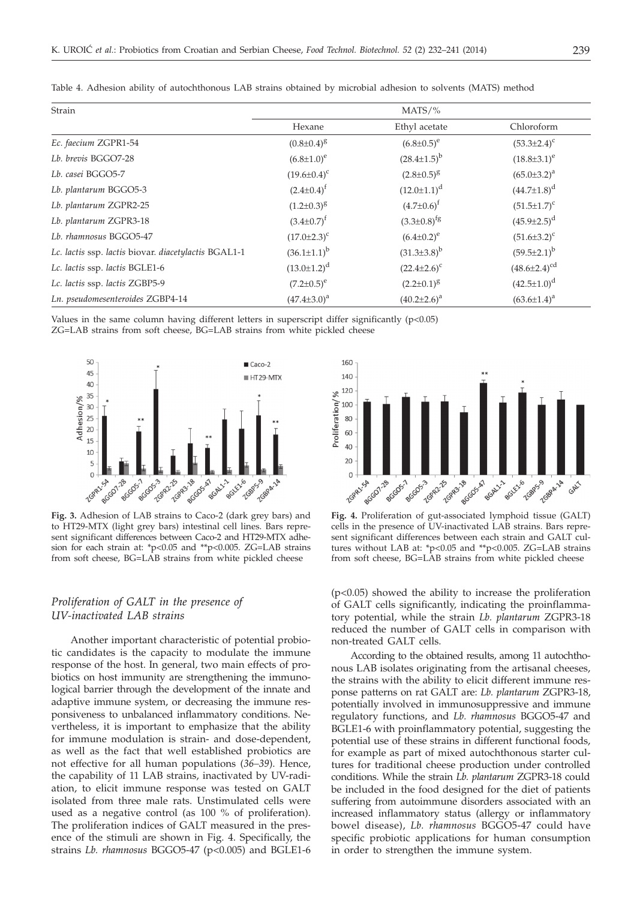Table 4. Adhesion ability of autochthonous LAB strains obtained by microbial adhesion to solvents (MATS) method

| Strain | MATS/% | | |
|---|---|---|---|
| | Hexane | Ethyl acetate | Chloroform |
| *Ec. faecium* ZGPR1-54 | $(0.8\pm0.4)^{g}$ | $(6.8\pm0.5)^{e}$ | $(53.3\pm2.4)^{c}$ |
| *Lb. brevis* BGGO7-28 | $(6.8\pm1.0)^{e}$ | $(28.4\pm1.5)^{b}$ | $(18.8\pm3.1)^{e}$ |
| *Lb. casei* BGGO5-7 | $(19.6\pm0.4)^{c}$ | $(2.8\pm0.5)^{g}$ | $(65.0\pm3.2)^{a}$ |
| *Lb. plantarum* BGGO5-3 | $(2.4\pm0.4)^{f}$ | $(12.0\pm1.1)^{d}$ | $(44.7\pm1.8)^{d}$ |
| *Lb. plantarum* ZGPR2-25 | $(1.2\pm0.3)^{g}$ | $(4.7\pm0.6)^{f}$ | $(51.5\pm1.7)^{c}$ |
| *Lb. plantarum* ZGPR3-18 | $(3.4\pm0.7)^{f}$ | $(3.3\pm0.8)^{fg}$ | $(45.9\pm2.5)^{d}$ |
| *Lb. rhamnosus* BGGO5-47 | $(17.0\pm2.3)^{c}$ | $(6.4\pm0.2)^{e}$ | $(51.6\pm3.2)^{c}$ |
| *Lc. lactis* ssp. *lactis* biovar. *diacetylactis* BGAL1-1 | $(36.1\pm1.1)^{b}$ | $(31.3\pm3.8)^{b}$ | $(59.5\pm2.1)^{b}$ |
| *Lc. lactis* ssp. *lactis* BGLE1-6 | $(13.0\pm1.2)^{d}$ | $(22.4\pm2.6)^{c}$ | $(48.6\pm2.4)^{cd}$ |
| *Lc. lactis* ssp. *lactis* ZGBP5-9 | $(7.2\pm0.5)^{e}$ | $(2.2\pm0.1)^{g}$ | $(42.5\pm1.0)^{d}$ |
| *Ln. pseudomesenteroides* ZGBP4-14 | $(47.4\pm3.0)^{a}$ | $(40.2\pm2.6)^{a}$ | $(63.6\pm1.4)^{a}$ |

Values in the same column having different letters in superscript differ significantly ($p<0.05$)
ZG=LAB strains from soft cheese, BG=LAB strains from white pickled cheese

**Fig. 3.** Adhesion of LAB strains to Caco-2 (dark grey bars) and to HT29-MTX (light grey bars) intestinal cell lines. Bars represent significant differences between Caco-2 and HT29-MTX adhesion for each strain at: \*$p<0.05$ and \*\*$p<0.005$. ZG=LAB strains from soft cheese, BG=LAB strains from white pickled cheese

**Fig. 4.** Proliferation of gut-associated lymphoid tissue (GALT) cells in the presence of UV-inactivated LAB strains. Bars represent significant differences between each strain and GALT cultures without LAB at: \*$p<0.05$ and \*\*$p<0.005$. ZG=LAB strains from soft cheese, BG=LAB strains from white pickled cheese

### *Proliferation of GALT in the presence of UV-inactivated LAB strains*

Another important characteristic of potential probiotic candidates is the capacity to modulate the immune response of the host. In general, two main effects of probiotics on host immunity are strengthening the immunological barrier through the development of the innate and adaptive immune system, or decreasing the immune responsiveness to unbalanced inflammatory conditions. Nevertheless, it is important to emphasize that the ability for immune modulation is strain- and dose-dependent, as well as the fact that well established probiotics are not effective for all human populations (*36–39*). Hence, the capability of 11 LAB strains, inactivated by UV-radiation, to elicit immune response was tested on GALT isolated from three male rats. Unstimulated cells were used as a negative control (as 100 % of proliferation). The proliferation indices of GALT measured in the presence of the stimuli are shown in Fig. 4. Specifically, the strains *Lb. rhamnosus* BGGO5-47 ($p<0.005$) and BGLE1-6 ($p<0.05$) showed the ability to increase the proliferation of GALT cells significantly, indicating the proinflammatory potential, while the strain *Lb. plantarum* ZGPR3-18 reduced the number of GALT cells in comparison with non-treated GALT cells.

According to the obtained results, among 11 autochthonous LAB isolates originating from the artisanal cheeses, the strains with the ability to elicit different immune response patterns on rat GALT are: *Lb. plantarum* ZGPR3-18, potentially involved in immunosuppressive and immune regulatory functions, and *Lb. rhamnosus* BGGO5-47 and BGLE1-6 with proinflammatory potential, suggesting the potential use of these strains in different functional foods, for example as part of mixed autochthonous starter cultures for traditional cheese production under controlled conditions. While the strain *Lb. plantarum* ZGPR3-18 could be included in the food designed for the diet of patients suffering from autoimmune disorders associated with an increased inflammatory status (allergy or inflammatory bowel disease), *Lb. rhamnosus* BGGO5-47 could have specific probiotic applications for human consumption in order to strengthen the immune system.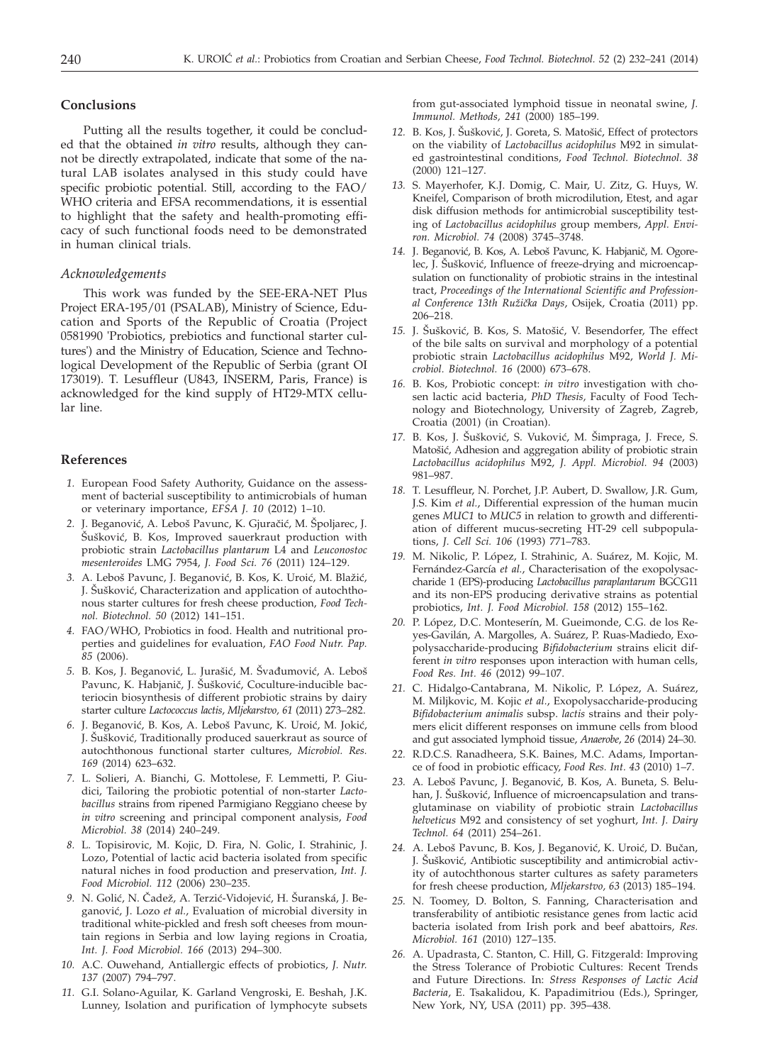## Conclusions

Putting all the results together, it could be concluded that the obtained *in vitro* results, although they cannot be directly extrapolated, indicate that some of the natural LAB isolates analysed in this study could have specific probiotic potential. Still, according to the FAO/WHO criteria and EFSA recommendations, it is essential to highlight that the safety and health-promoting efficacy of such functional foods need to be demonstrated in human clinical trials.

### *Acknowledgements*

This work was funded by the SEE-ERA-NET Plus Project ERA-195/01 (PSALAB), Ministry of Science, Education and Sports of the Republic of Croatia (Project 0581990 'Probiotics, prebiotics and functional starter cultures') and the Ministry of Education, Science and Technological Development of the Republic of Serbia (grant OI 173019). T. Lesuffleur (U843, INSERM, Paris, France) is acknowledged for the kind supply of HT29-MTX cellular line.

## References

1. European Food Safety Authority, Guidance on the assessment of bacterial susceptibility to antimicrobials of human or veterinary importance, *EFSA J. 10* (2012) 1–10.
2. J. Beganović, A. Leboš Pavunc, K. Gjuračić, M. Špoljarec, J. Šušković, B. Kos, Improved sauerkraut production with probiotic strain *Lactobacillus plantarum* L4 and *Leuconostoc mesenteroides* LMG 7954, *J. Food Sci. 76* (2011) 124–129.
3. A. Leboš Pavunc, J. Beganović, B. Kos, K. Uroić, M. Blažić, J. Šušković, Characterization and application of autochthonous starter cultures for fresh cheese production, *Food Technol. Biotechnol. 50* (2012) 141–151.
4. FAO/WHO, Probiotics in food. Health and nutritional properties and guidelines for evaluation, *FAO Food Nutr. Pap. 85* (2006).
5. B. Kos, J. Beganović, L. Jurašić, M. Švađumović, A. Leboš Pavunc, K. Habjanič, J. Šušković, Coculture-inducible bacteriocin biosynthesis of different probiotic strains by dairy starter culture *Lactococcus lactis*, *Mljekarstvo, 61* (2011) 273–282.
6. J. Beganović, B. Kos, A. Leboš Pavunc, K. Uroić, M. Jokić, J. Šušković, Traditionally produced sauerkraut as source of autochthonous functional starter cultures, *Microbiol. Res. 169* (2014) 623–632.
7. L. Solieri, A. Bianchi, G. Mottolese, F. Lemmetti, P. Giudici, Tailoring the probiotic potential of non-starter *Lactobacillus* strains from ripened Parmigiano Reggiano cheese by *in vitro* screening and principal component analysis, *Food Microbiol. 38* (2014) 240–249.
8. L. Topisirovic, M. Kojic, D. Fira, N. Golic, I. Strahinic, J. Lozo, Potential of lactic acid bacteria isolated from specific natural niches in food production and preservation, *Int. J. Food Microbiol. 112* (2006) 230–235.
9. N. Golić, N. Čadež, A. Terzić-Vidojević, H. Šuranská, J. Beganović, J. Lozo *et al.*, Evaluation of microbial diversity in traditional white-pickled and fresh soft cheeses from mountain regions in Serbia and low laying regions in Croatia, *Int. J. Food Microbiol. 166* (2013) 294–300.
10. A.C. Ouwehand, Antiallergic effects of probiotics, *J. Nutr. 137* (2007) 794–797.
11. G.I. Solano-Aguilar, K. Garland Vengroski, E. Beshah, J.K. Lunney, Isolation and purification of lymphocyte subsets from gut-associated lymphoid tissue in neonatal swine, *J. Immunol. Methods, 241* (2000) 185–199.
12. B. Kos, J. Šušković, J. Goreta, S. Matošić, Effect of protectors on the viability of *Lactobacillus acidophilus* M92 in simulated gastrointestinal conditions, *Food Technol. Biotechnol. 38* (2000) 121–127.
13. S. Mayerhofer, K.J. Domig, C. Mair, U. Zitz, G. Huys, W. Kneifel, Comparison of broth microdilution, Etest, and agar disk diffusion methods for antimicrobial susceptibility testing of *Lactobacillus acidophilus* group members, *Appl. Environ. Microbiol. 74* (2008) 3745–3748.
14. J. Beganović, B. Kos, A. Leboš Pavunc, K. Habjanič, M. Ogorelec, J. Šušković, Influence of freeze-drying and microencapsulation on functionality of probiotic strains in the intestinal tract, *Proceedings of the International Scientific and Professional Conference 13th Ružička Days*, Osijek, Croatia (2011) pp. 206–218.
15. J. Šušković, B. Kos, S. Matošić, V. Besendorfer, The effect of the bile salts on survival and morphology of a potential probiotic strain *Lactobacillus acidophilus* M92, *World J. Microbiol. Biotechnol. 16* (2000) 673–678.
16. B. Kos, Probiotic concept: *in vitro* investigation with chosen lactic acid bacteria, *PhD Thesis*, Faculty of Food Technology and Biotechnology, University of Zagreb, Zagreb, Croatia (2001) (in Croatian).
17. B. Kos, J. Šušković, S. Vuković, M. Šimpraga, J. Frece, S. Matošić, Adhesion and aggregation ability of probiotic strain *Lactobacillus acidophilus* M92, *J. Appl. Microbiol. 94* (2003) 981–987.
18. T. Lesuffleur, N. Porchet, J.P. Aubert, D. Swallow, J.R. Gum, J.S. Kim *et al.*, Differential expression of the human mucin genes *MUC1* to *MUC5* in relation to growth and differentiation of different mucus-secreting HT-29 cell subpopulations, *J. Cell Sci. 106* (1993) 771–783.
19. M. Nikolic, P. López, I. Strahinic, A. Suárez, M. Kojic, M. Fernández-García *et al.*, Characterisation of the exopolysaccharide 1 (EPS)-producing *Lactobacillus paraplantarum* BGCG11 and its non-EPS producing derivative strains as potential probiotics, *Int. J. Food Microbiol. 158* (2012) 155–162.
20. P. López, D.C. Monteserín, M. Gueimonde, C.G. de los Reyes-Gavilán, A. Margolles, A. Suárez, P. Ruas-Madiedo, Exopolysaccharide-producing *Bifidobacterium* strains elicit different *in vitro* responses upon interaction with human cells, *Food Res. Int. 46* (2012) 99–107.
21. C. Hidalgo-Cantabrana, M. Nikolic, P. López, A. Suárez, M. Miljkovic, M. Kojic *et al.*, Exopolysaccharide-producing *Bifidobacterium animalis* subsp. *lactis* strains and their polymers elicit different responses on immune cells from blood and gut associated lymphoid tissue, *Anaerobe, 26* (2014) 24–30.
22. R.D.C.S. Ranadheera, S.K. Baines, M.C. Adams, Importance of food in probiotic efficacy, *Food Res. Int. 43* (2010) 1–7.
23. A. Leboš Pavunc, J. Beganović, B. Kos, A. Buneta, S. Beluhan, J. Šušković, Influence of microencapsulation and transglutaminase on viability of probiotic strain *Lactobacillus helveticus* M92 and consistency of set yoghurt, *Int. J. Dairy Technol. 64* (2011) 254–261.
24. A. Leboš Pavunc, B. Kos, J. Beganović, K. Uroić, D. Bučan, J. Šušković, Antibiotic susceptibility and antimicrobial activity of autochthonous starter cultures as safety parameters for fresh cheese production, *Mljekarstvo, 63* (2013) 185–194.
25. N. Toomey, D. Bolton, S. Fanning, Characterisation and transferability of antibiotic resistance genes from lactic acid bacteria isolated from Irish pork and beef abattoirs, *Res. Microbiol. 161* (2010) 127–135.
26. A. Upadrasta, C. Stanton, C. Hill, G. Fitzgerald: Improving the Stress Tolerance of Probiotic Cultures: Recent Trends and Future Directions. In: *Stress Responses of Lactic Acid Bacteria*, E. Tsakalidou, K. Papadimitriou (Eds.), Springer, New York, NY, USA (2011) pp. 395–438.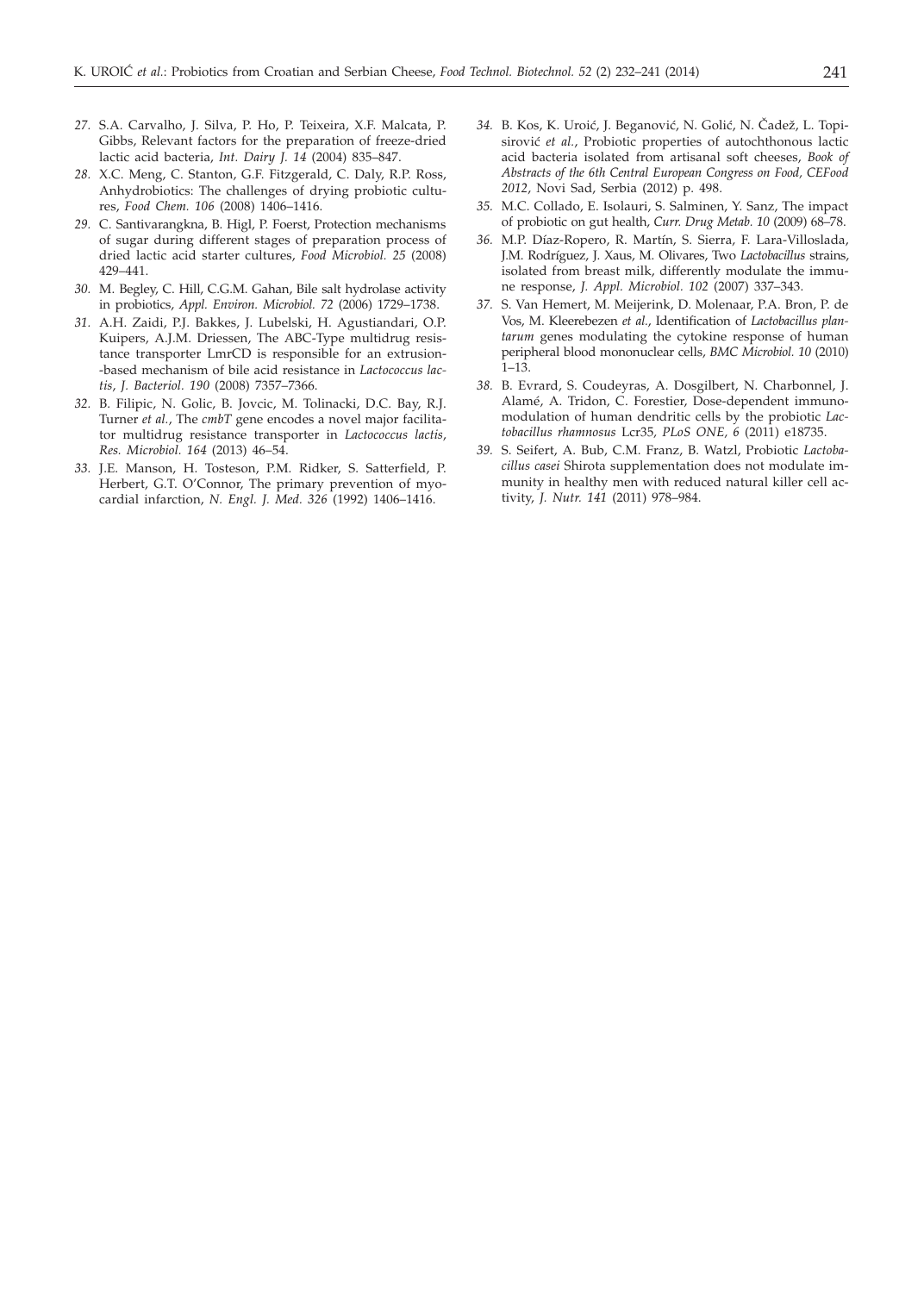27. S.A. Carvalho, J. Silva, P. Ho, P. Teixeira, X.F. Malcata, P. Gibbs, Relevant factors for the preparation of freeze-dried lactic acid bacteria, *Int. Dairy J. 14* (2004) 835–847.

28. X.C. Meng, C. Stanton, G.F. Fitzgerald, C. Daly, R.P. Ross, Anhydrobiotics: The challenges of drying probiotic cultures, *Food Chem. 106* (2008) 1406–1416.

29. C. Santivarangkna, B. Higl, P. Foerst, Protection mechanisms of sugar during different stages of preparation process of dried lactic acid starter cultures, *Food Microbiol. 25* (2008) 429–441.

30. M. Begley, C. Hill, C.G.M. Gahan, Bile salt hydrolase activity in probiotics, *Appl. Environ. Microbiol. 72* (2006) 1729–1738.

31. A.H. Zaidi, P.J. Bakkes, J. Lubelski, H. Agustiandari, O.P. Kuipers, A.J.M. Driessen, The ABC-Type multidrug resistance transporter LmrCD is responsible for an extrusion-based mechanism of bile acid resistance in *Lactococcus lactis*, *J. Bacteriol. 190* (2008) 7357–7366.

32. B. Filipic, N. Golic, B. Jovcic, M. Tolinacki, D.C. Bay, R.J. Turner *et al.*, The *cmbT* gene encodes a novel major facilitator multidrug resistance transporter in *Lactococcus lactis*, *Res. Microbiol. 164* (2013) 46–54.

33. J.E. Manson, H. Tosteson, P.M. Ridker, S. Satterfield, P. Herbert, G.T. O'Connor, The primary prevention of myocardial infarction, *N. Engl. J. Med. 326* (1992) 1406–1416.

34. B. Kos, K. Uroić, J. Beganović, N. Golić, N. Čadež, L. Topisirović *et al.*, Probiotic properties of autochthonous lactic acid bacteria isolated from artisanal soft cheeses, *Book of Abstracts of the 6th Central European Congress on Food, CEFood 2012*, Novi Sad, Serbia (2012) p. 498.

35. M.C. Collado, E. Isolauri, S. Salminen, Y. Sanz, The impact of probiotic on gut health, *Curr. Drug Metab. 10* (2009) 68–78.

36. M.P. Díaz-Ropero, R. Martín, S. Sierra, F. Lara-Villoslada, J.M. Rodríguez, J. Xaus, M. Olivares, Two *Lactobacillus* strains, isolated from breast milk, differently modulate the immune response, *J. Appl. Microbiol. 102* (2007) 337–343.

37. S. Van Hemert, M. Meijerink, D. Molenaar, P.A. Bron, P. de Vos, M. Kleerebezen *et al.*, Identification of *Lactobacillus plantarum* genes modulating the cytokine response of human peripheral blood mononuclear cells, *BMC Microbiol. 10* (2010) 1–13.

38. B. Evrard, S. Coudeyras, A. Dosgilbert, N. Charbonnel, J. Alamé, A. Tridon, C. Forestier, Dose-dependent immunomodulation of human dendritic cells by the probiotic *Lactobacillus rhamnosus* Lcr35, *PLoS ONE, 6* (2011) e18735.

39. S. Seifert, A. Bub, C.M. Franz, B. Watzl, Probiotic *Lactobacillus casei* Shirota supplementation does not modulate immunity in healthy men with reduced natural killer cell activity, *J. Nutr. 141* (2011) 978–984.